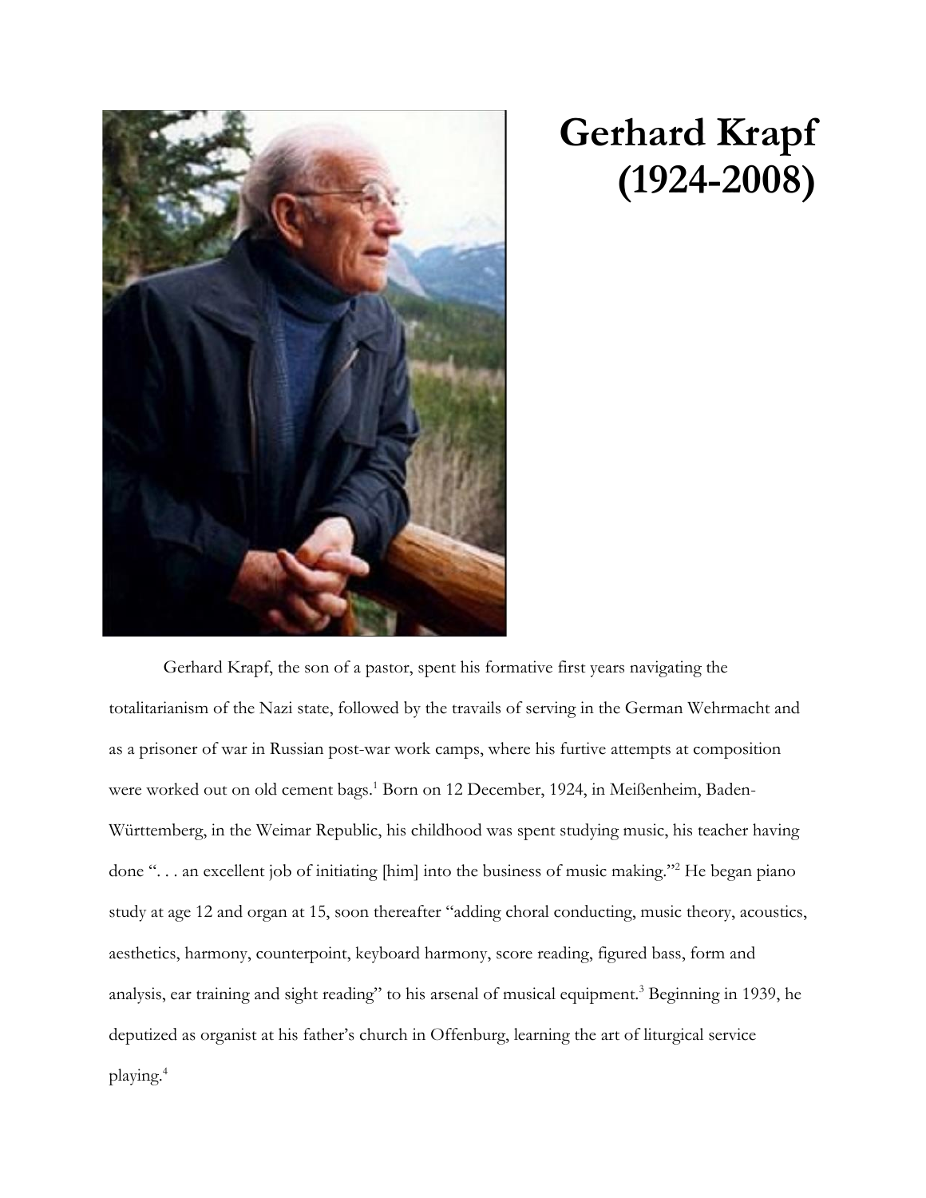# Gerhard Krapf (1924-2008)

Gerhard Krapf, the son of a pastor, spent his formative first years navigating the totalitarianism of the Nazi state, followed by the travails of serving in the German Wehrmacht and as a prisoner of war in Russian post-war work camps, where his furtive attempts at composition were worked out on old cement bags.[1] Born on 12 December, 1924, in Meißenheim, Baden-Württemberg, in the Weimar Republic, his childhood was spent studying music, his teacher having done ". . . an excellent job of initiating [him] into the business of music making."[2] He began piano study at age 12 and organ at 15, soon thereafter "adding choral conducting, music theory, acoustics, aesthetics, harmony, counterpoint, keyboard harmony, score reading, figured bass, form and analysis, ear training and sight reading" to his arsenal of musical equipment.[3] Beginning in 1939, he deputized as organist at his father's church in Offenburg, learning the art of liturgical service playing.[4]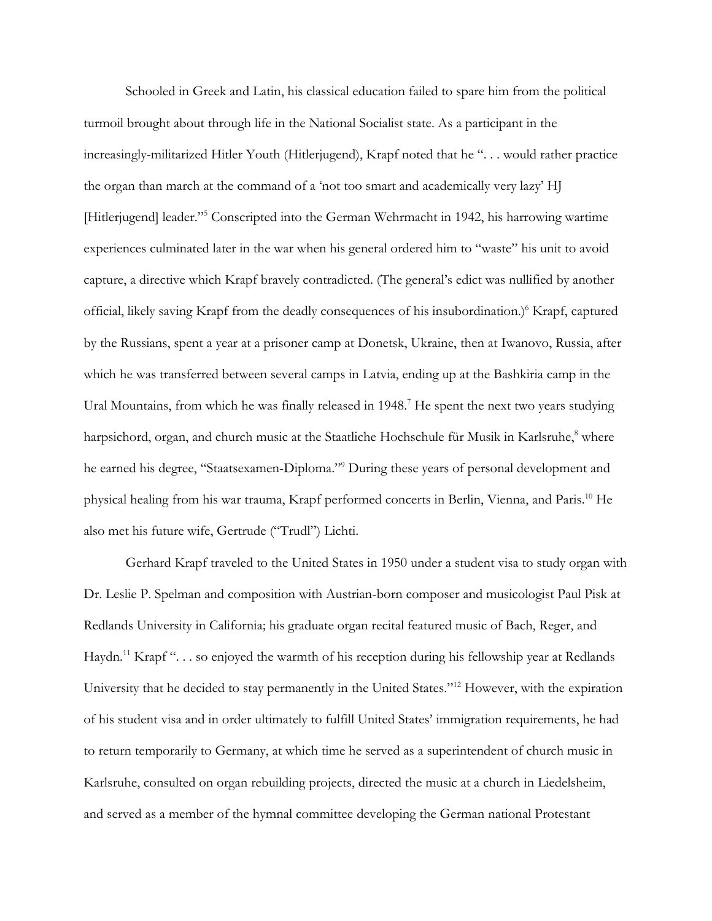Schooled in Greek and Latin, his classical education failed to spare him from the political turmoil brought about through life in the National Socialist state. As a participant in the increasingly-militarized Hitler Youth (Hitlerjugend), Krapf noted that he ". . . would rather practice the organ than march at the command of a 'not too smart and academically very lazy' HJ [Hitlerjugend] leader."[5] Conscripted into the German Wehrmacht in 1942, his harrowing wartime experiences culminated later in the war when his general ordered him to "waste" his unit to avoid capture, a directive which Krapf bravely contradicted. (The general's edict was nullified by another official, likely saving Krapf from the deadly consequences of his insubordination.)[6] Krapf, captured by the Russians, spent a year at a prisoner camp at Donetsk, Ukraine, then at Iwanovo, Russia, after which he was transferred between several camps in Latvia, ending up at the Bashkiria camp in the Ural Mountains, from which he was finally released in 1948.[7] He spent the next two years studying harpsichord, organ, and church music at the Staatliche Hochschule für Musik in Karlsruhe,[8] where he earned his degree, "Staatsexamen-Diploma."[9] During these years of personal development and physical healing from his war trauma, Krapf performed concerts in Berlin, Vienna, and Paris.[10] He also met his future wife, Gertrude ("Trudl") Lichti.

Gerhard Krapf traveled to the United States in 1950 under a student visa to study organ with Dr. Leslie P. Spelman and composition with Austrian-born composer and musicologist Paul Pisk at Redlands University in California; his graduate organ recital featured music of Bach, Reger, and Haydn.[11] Krapf ". . . so enjoyed the warmth of his reception during his fellowship year at Redlands University that he decided to stay permanently in the United States."[12] However, with the expiration of his student visa and in order ultimately to fulfill United States' immigration requirements, he had to return temporarily to Germany, at which time he served as a superintendent of church music in Karlsruhe, consulted on organ rebuilding projects, directed the music at a church in Liedelsheim, and served as a member of the hymnal committee developing the German national Protestant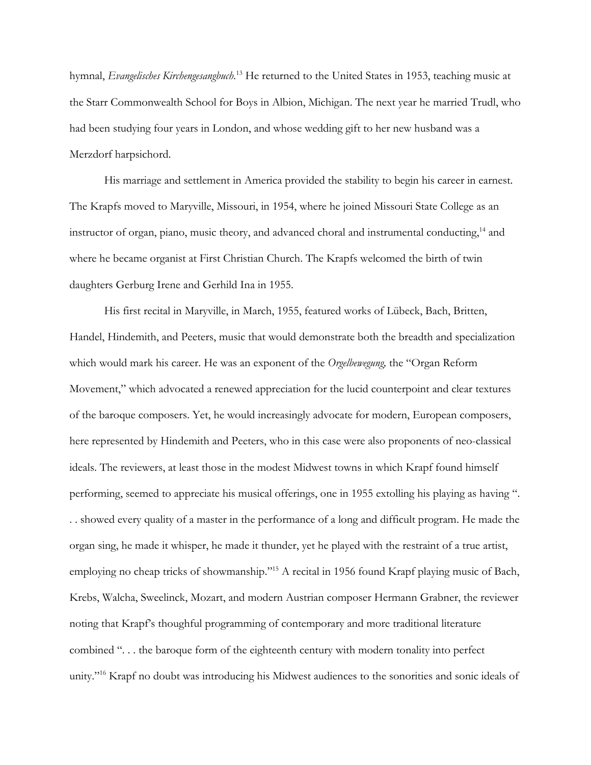hymnal, *Evangelisches Kirchengesangbuch.*[13] He returned to the United States in 1953, teaching music at the Starr Commonwealth School for Boys in Albion, Michigan. The next year he married Trudl, who had been studying four years in London, and whose wedding gift to her new husband was a Merzdorf harpsichord.

His marriage and settlement in America provided the stability to begin his career in earnest. The Krapfs moved to Maryville, Missouri, in 1954, where he joined Missouri State College as an instructor of organ, piano, music theory, and advanced choral and instrumental conducting,[14] and where he became organist at First Christian Church. The Krapfs welcomed the birth of twin daughters Gerburg Irene and Gerhild Ina in 1955.

His first recital in Maryville, in March, 1955, featured works of Lübeck, Bach, Britten, Handel, Hindemith, and Peeters, music that would demonstrate both the breadth and specialization which would mark his career. He was an exponent of the *Orgelbewegung,* the "Organ Reform Movement," which advocated a renewed appreciation for the lucid counterpoint and clear textures of the baroque composers. Yet, he would increasingly advocate for modern, European composers, here represented by Hindemith and Peeters, who in this case were also proponents of neo-classical ideals. The reviewers, at least those in the modest Midwest towns in which Krapf found himself performing, seemed to appreciate his musical offerings, one in 1955 extolling his playing as having ". . . showed every quality of a master in the performance of a long and difficult program. He made the organ sing, he made it whisper, he made it thunder, yet he played with the restraint of a true artist, employing no cheap tricks of showmanship."[15] A recital in 1956 found Krapf playing music of Bach, Krebs, Walcha, Sweelinck, Mozart, and modern Austrian composer Hermann Grabner, the reviewer noting that Krapf's thoughtful programming of contemporary and more traditional literature combined ". . . the baroque form of the eighteenth century with modern tonality into perfect unity."[16] Krapf no doubt was introducing his Midwest audiences to the sonorities and sonic ideals of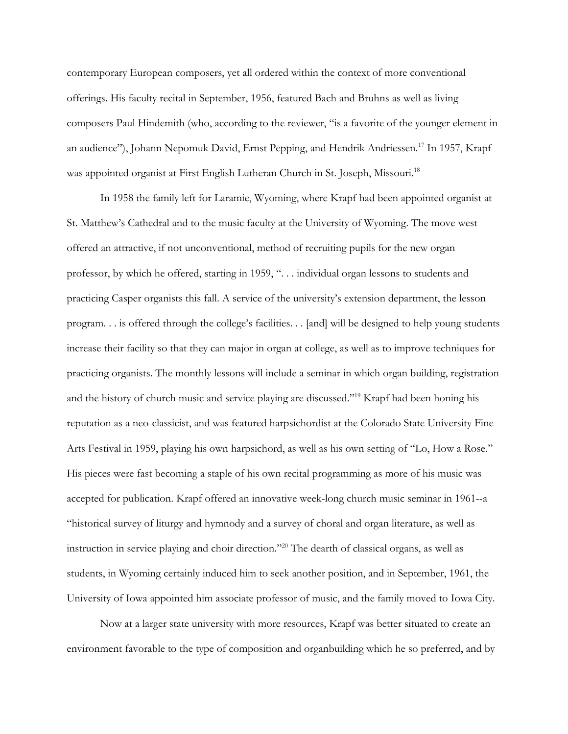contemporary European composers, yet all ordered within the context of more conventional offerings. His faculty recital in September, 1956, featured Bach and Bruhns as well as living composers Paul Hindemith (who, according to the reviewer, "is a favorite of the younger element in an audience"), Johann Nepomuk David, Ernst Pepping, and Hendrik Andriessen.[17] In 1957, Krapf was appointed organist at First English Lutheran Church in St. Joseph, Missouri.[18]

In 1958 the family left for Laramie, Wyoming, where Krapf had been appointed organist at St. Matthew's Cathedral and to the music faculty at the University of Wyoming. The move west offered an attractive, if not unconventional, method of recruiting pupils for the new organ professor, by which he offered, starting in 1959, ". . . individual organ lessons to students and practicing Casper organists this fall. A service of the university's extension department, the lesson program. . . is offered through the college's facilities. . . [and] will be designed to help young students increase their facility so that they can major in organ at college, as well as to improve techniques for practicing organists. The monthly lessons will include a seminar in which organ building, registration and the history of church music and service playing are discussed."[19] Krapf had been honing his reputation as a neo-classicist, and was featured harpsichordist at the Colorado State University Fine Arts Festival in 1959, playing his own harpsichord, as well as his own setting of "Lo, How a Rose." His pieces were fast becoming a staple of his own recital programming as more of his music was accepted for publication. Krapf offered an innovative week-long church music seminar in 1961--a "historical survey of liturgy and hymnody and a survey of choral and organ literature, as well as instruction in service playing and choir direction."[20] The dearth of classical organs, as well as students, in Wyoming certainly induced him to seek another position, and in September, 1961, the University of Iowa appointed him associate professor of music, and the family moved to Iowa City.

Now at a larger state university with more resources, Krapf was better situated to create an environment favorable to the type of composition and organbuilding which he so preferred, and by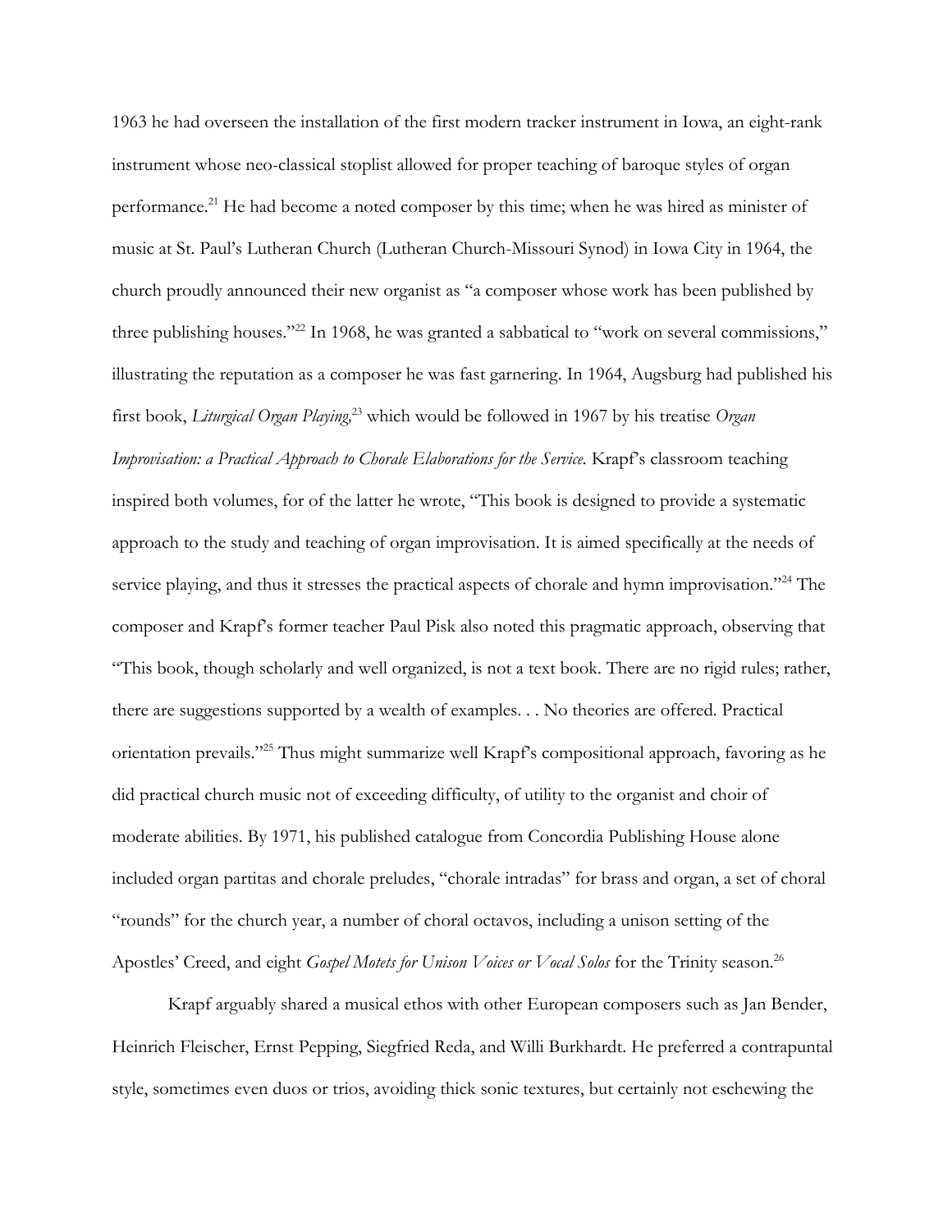1963 he had overseen the installation of the first modern tracker instrument in Iowa, an eight-rank instrument whose neo-classical stoplist allowed for proper teaching of baroque styles of organ performance.[21] He had become a noted composer by this time; when he was hired as minister of music at St. Paul's Lutheran Church (Lutheran Church-Missouri Synod) in Iowa City in 1964, the church proudly announced their new organist as "a composer whose work has been published by three publishing houses."[22] In 1968, he was granted a sabbatical to "work on several commissions," illustrating the reputation as a composer he was fast garnering. In 1964, Augsburg had published his first book, *Liturgical Organ Playing,*[23] which would be followed in 1967 by his treatise *Organ Improvisation: a Practical Approach to Chorale Elaborations for the Service.* Krapf's classroom teaching inspired both volumes, for of the latter he wrote, "This book is designed to provide a systematic approach to the study and teaching of organ improvisation. It is aimed specifically at the needs of service playing, and thus it stresses the practical aspects of chorale and hymn improvisation."[24] The composer and Krapf's former teacher Paul Pisk also noted this pragmatic approach, observing that "This book, though scholarly and well organized, is not a text book. There are no rigid rules; rather, there are suggestions supported by a wealth of examples. . . No theories are offered. Practical orientation prevails."[25] Thus might summarize well Krapf's compositional approach, favoring as he did practical church music not of exceeding difficulty, of utility to the organist and choir of moderate abilities. By 1971, his published catalogue from Concordia Publishing House alone included organ partitas and chorale preludes, "chorale intradas" for brass and organ, a set of choral "rounds" for the church year, a number of choral octavos, including a unison setting of the Apostles' Creed, and eight *Gospel Motets for Unison Voices or Vocal Solos* for the Trinity season.[26]

Krapf arguably shared a musical ethos with other European composers such as Jan Bender, Heinrich Fleischer, Ernst Pepping, Siegfried Reda, and Willi Burkhardt. He preferred a contrapuntal style, sometimes even duos or trios, avoiding thick sonic textures, but certainly not eschewing the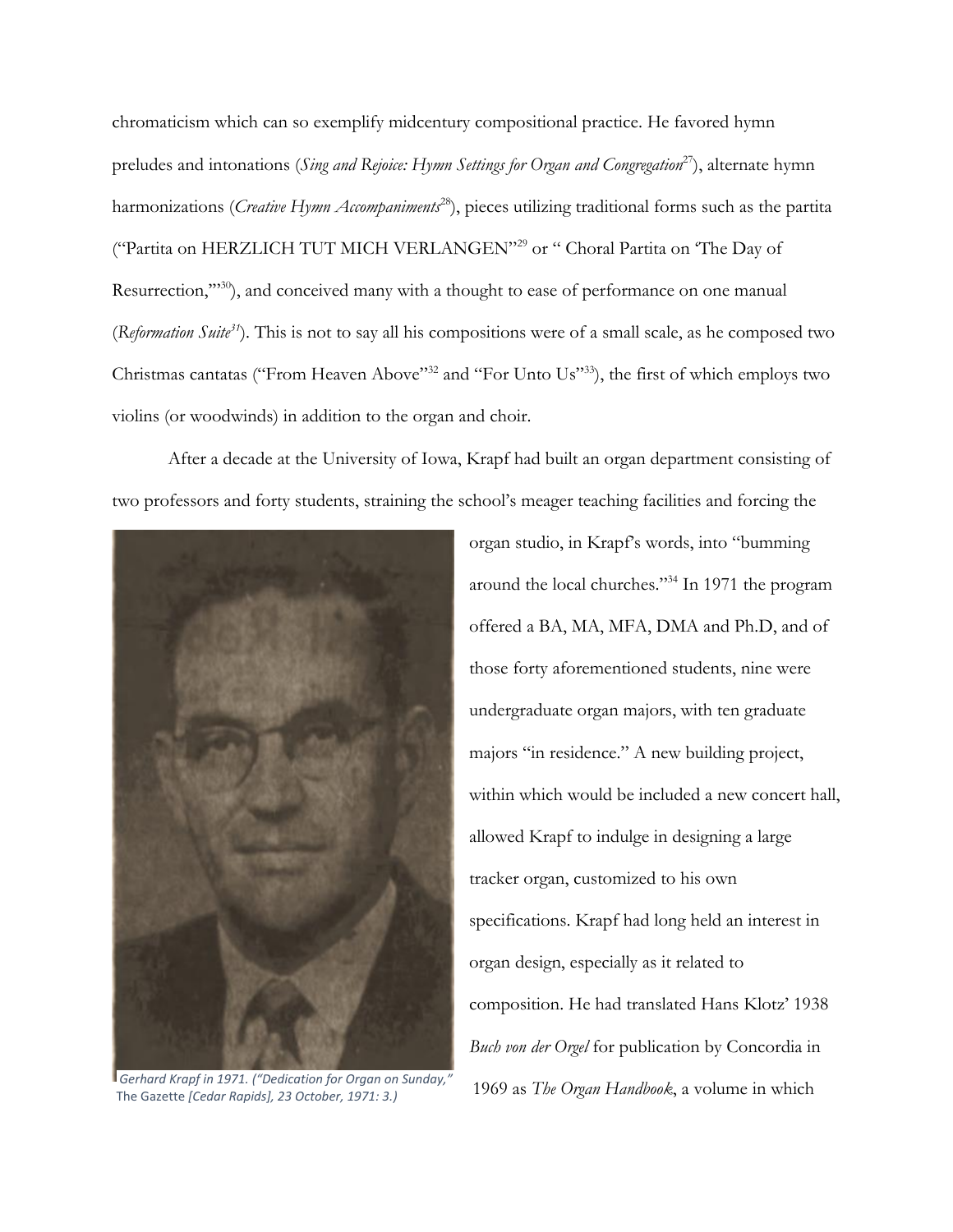chromaticism which can so exemplify midcentury compositional practice. He favored hymn preludes and intonations (*Sing and Rejoice: Hymn Settings for Organ and Congregation*[27]), alternate hymn harmonizations (*Creative Hymn Accompaniments*[28]), pieces utilizing traditional forms such as the partita ("Partita on HERZLICH TUT MICH VERLANGEN"[29] or " Choral Partita on 'The Day of Resurrection,'"[30]), and conceived many with a thought to ease of performance on one manual (*Reformation Suite*[31]). This is not to say all his compositions were of a small scale, as he composed two Christmas cantatas ("From Heaven Above"[32] and "For Unto Us"[33]), the first of which employs two violins (or woodwinds) in addition to the organ and choir.

After a decade at the University of Iowa, Krapf had built an organ department consisting of two professors and forty students, straining the school's meager teaching facilities and forcing the organ studio, in Krapf's words, into "bumming around the local churches."[34] In 1971 the program offered a BA, MA, MFA, DMA and Ph.D, and of those forty aforementioned students, nine were undergraduate organ majors, with ten graduate majors "in residence." A new building project, within which would be included a new concert hall, allowed Krapf to indulge in designing a large tracker organ, customized to his own specifications. Krapf had long held an interest in organ design, especially as it related to composition. He had translated Hans Klotz' 1938 *Buch von der Orgel* for publication by Concordia in 1969 as *The Organ Handbook*, a volume in which

*Gerhard Krapf in 1971. ("Dedication for Organ on Sunday,"* The Gazette *[Cedar Rapids], 23 October, 1971: 3.)*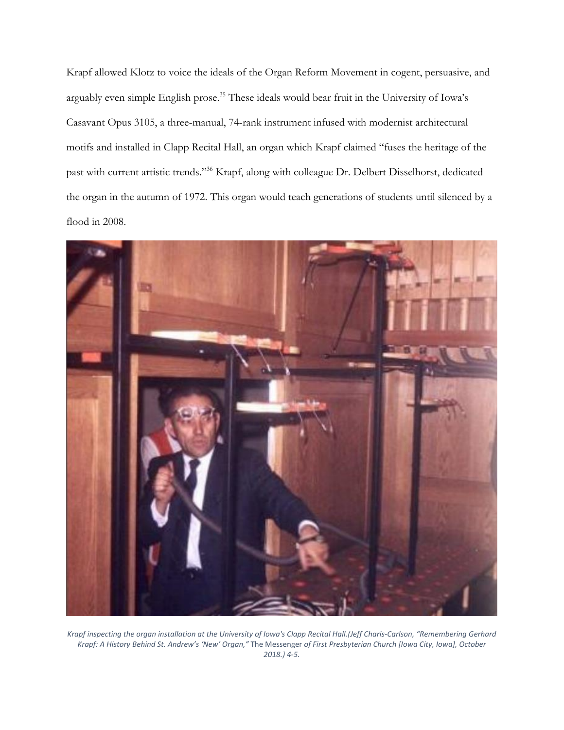Krapf allowed Klotz to voice the ideals of the Organ Reform Movement in cogent, persuasive, and arguably even simple English prose.[35] These ideals would bear fruit in the University of Iowa's Casavant Opus 3105, a three-manual, 74-rank instrument infused with modernist architectural motifs and installed in Clapp Recital Hall, an organ which Krapf claimed "fuses the heritage of the past with current artistic trends."[36] Krapf, along with colleague Dr. Delbert Disselhorst, dedicated the organ in the autumn of 1972. This organ would teach generations of students until silenced by a flood in 2008.

*Krapf inspecting the organ installation at the University of Iowa's Clapp Recital Hall.(Jeff Charis-Carlson, "Remembering Gerhard Krapf: A History Behind St. Andrew's 'New' Organ,"* The Messenger *of First Presbyterian Church [Iowa City, Iowa], October 2018.) 4-5.*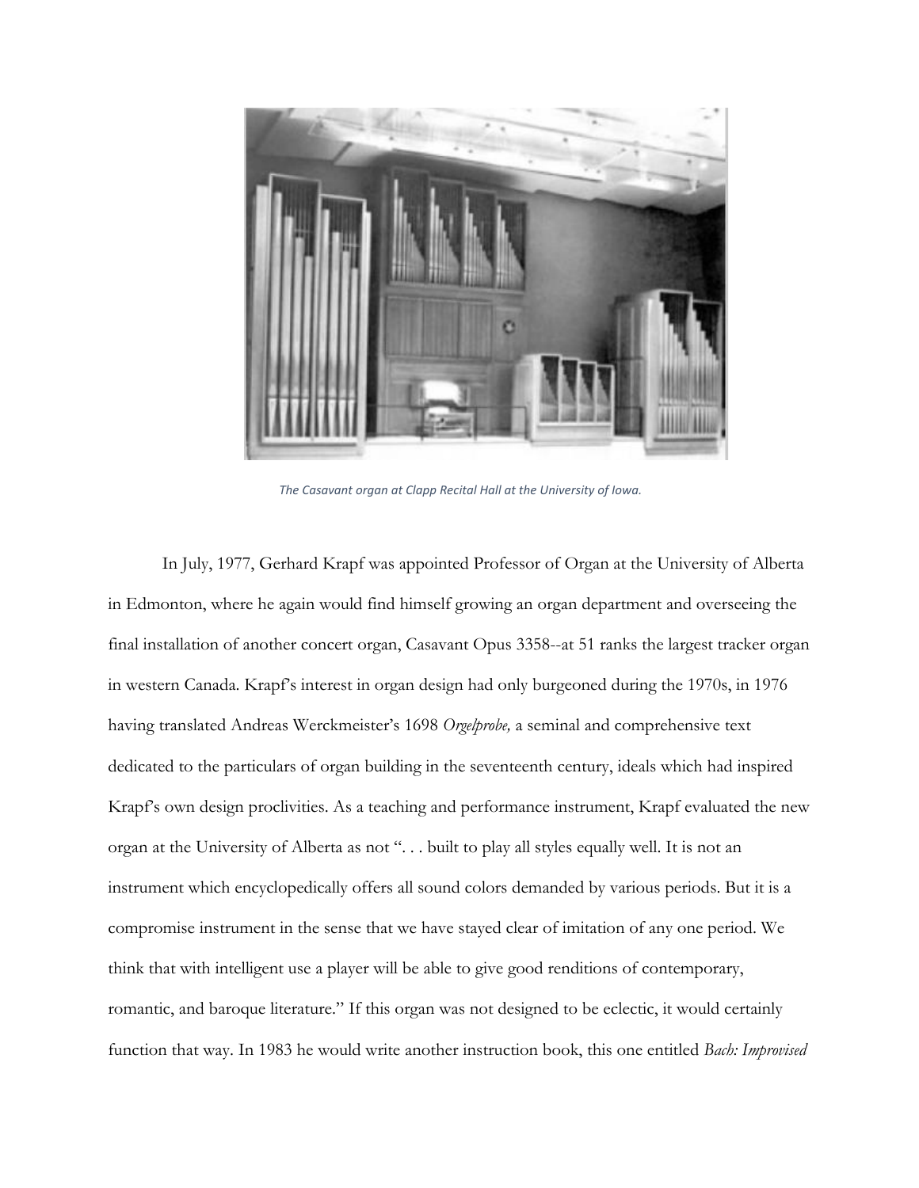*The Casavant organ at Clapp Recital Hall at the University of Iowa.*

In July, 1977, Gerhard Krapf was appointed Professor of Organ at the University of Alberta in Edmonton, where he again would find himself growing an organ department and overseeing the final installation of another concert organ, Casavant Opus 3358--at 51 ranks the largest tracker organ in western Canada. Krapf's interest in organ design had only burgeoned during the 1970s, in 1976 having translated Andreas Werckmeister's 1698 *Orgelprobe,* a seminal and comprehensive text dedicated to the particulars of organ building in the seventeenth century, ideals which had inspired Krapf's own design proclivities. As a teaching and performance instrument, Krapf evaluated the new organ at the University of Alberta as not ". . . built to play all styles equally well. It is not an instrument which encyclopedically offers all sound colors demanded by various periods. But it is a compromise instrument in the sense that we have stayed clear of imitation of any one period. We think that with intelligent use a player will be able to give good renditions of contemporary, romantic, and baroque literature." If this organ was not designed to be eclectic, it would certainly function that way. In 1983 he would write another instruction book, this one entitled *Bach: Improvised*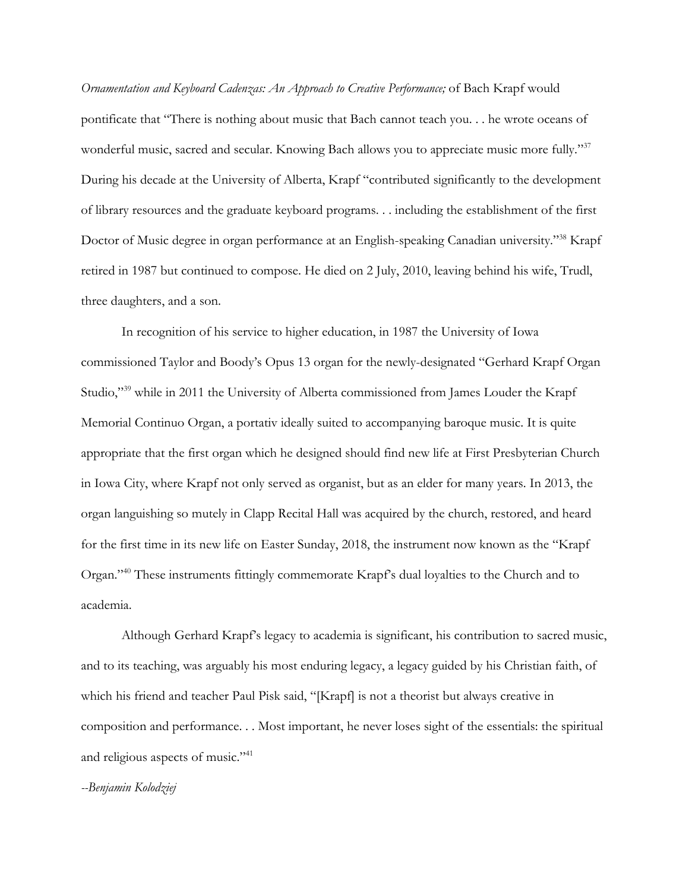*Ornamentation and Keyboard Cadenzas: An Approach to Creative Performance;* of Bach Krapf would pontificate that "There is nothing about music that Bach cannot teach you. . . he wrote oceans of wonderful music, sacred and secular. Knowing Bach allows you to appreciate music more fully."[37] During his decade at the University of Alberta, Krapf "contributed significantly to the development of library resources and the graduate keyboard programs. . . including the establishment of the first Doctor of Music degree in organ performance at an English-speaking Canadian university."[38] Krapf retired in 1987 but continued to compose. He died on 2 July, 2010, leaving behind his wife, Trudl, three daughters, and a son.

In recognition of his service to higher education, in 1987 the University of Iowa commissioned Taylor and Boody's Opus 13 organ for the newly-designated "Gerhard Krapf Organ Studio,"[39] while in 2011 the University of Alberta commissioned from James Louder the Krapf Memorial Continuo Organ, a portativ ideally suited to accompanying baroque music. It is quite appropriate that the first organ which he designed should find new life at First Presbyterian Church in Iowa City, where Krapf not only served as organist, but as an elder for many years. In 2013, the organ languishing so mutely in Clapp Recital Hall was acquired by the church, restored, and heard for the first time in its new life on Easter Sunday, 2018, the instrument now known as the "Krapf Organ."[40] These instruments fittingly commemorate Krapf's dual loyalties to the Church and to academia.

Although Gerhard Krapf's legacy to academia is significant, his contribution to sacred music, and to its teaching, was arguably his most enduring legacy, a legacy guided by his Christian faith, of which his friend and teacher Paul Pisk said, "[Krapf] is not a theorist but always creative in composition and performance. . . Most important, he never loses sight of the essentials: the spiritual and religious aspects of music."[41]

*--Benjamin Kolodziej*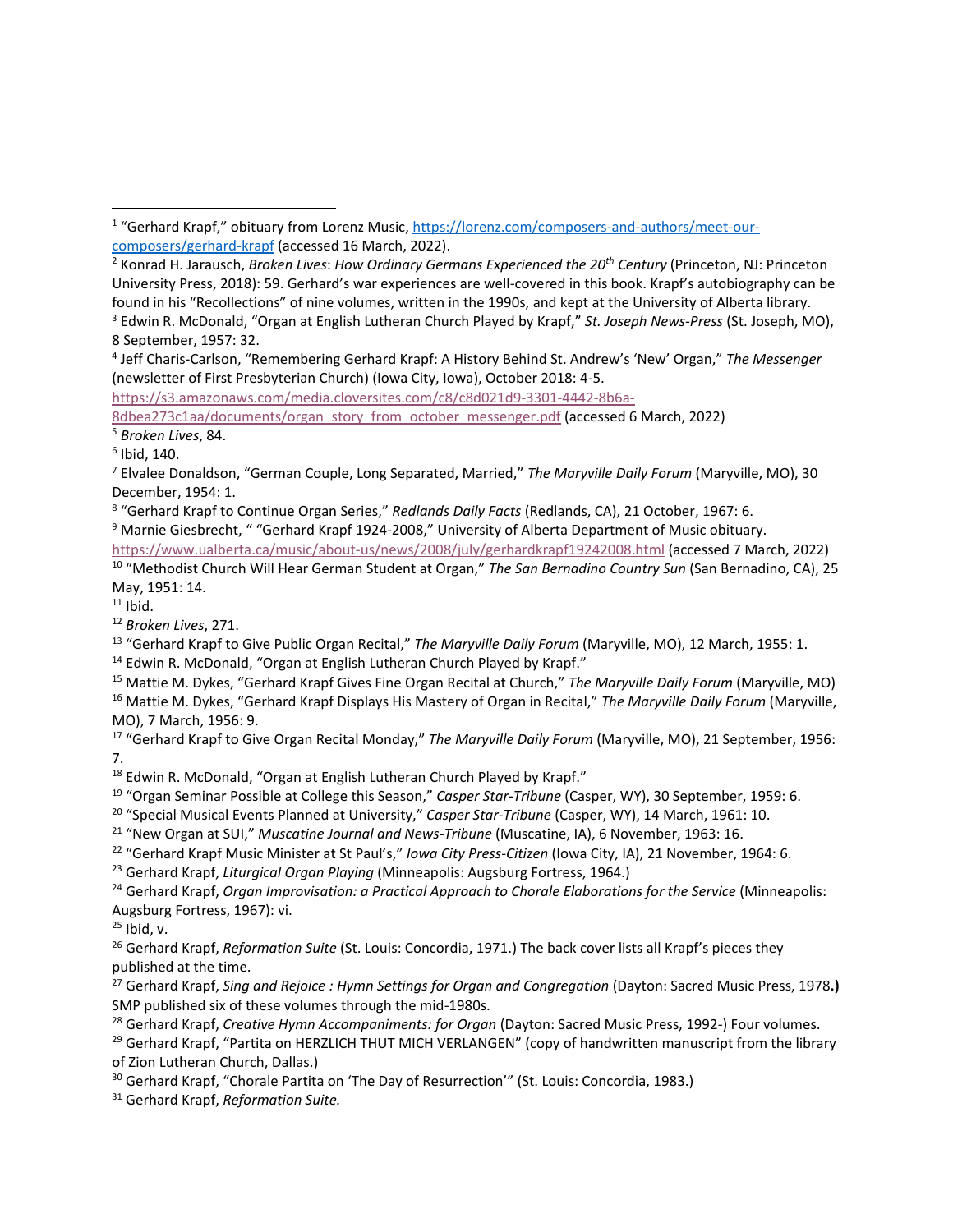---

[1] "Gerhard Krapf," obituary from Lorenz Music, https://lorenz.com/composers-and-authors/meet-our-composers/gerhard-krapf (accessed 16 March, 2022).

[2] Konrad H. Jarausch, *Broken Lives*: *How Ordinary Germans Experienced the 20th Century* (Princeton, NJ: Princeton University Press, 2018): 59. Gerhard's war experiences are well-covered in this book. Krapf's autobiography can be found in his "Recollections" of nine volumes, written in the 1990s, and kept at the University of Alberta library.

[3] Edwin R. McDonald, "Organ at English Lutheran Church Played by Krapf," *St. Joseph News-Press* (St. Joseph, MO), 8 September, 1957: 32.

[4] Jeff Charis-Carlson, "Remembering Gerhard Krapf: A History Behind St. Andrew's 'New' Organ," *The Messenger* (newsletter of First Presbyterian Church) (Iowa City, Iowa), October 2018: 4-5. https://s3.amazonaws.com/media.cloversites.com/c8/c8d021d9-3301-4442-8b6a-8dbea273c1aa/documents/organ_story_from_october_messenger.pdf (accessed 6 March, 2022)

[5] *Broken Lives*, 84.

[6] Ibid, 140.

[7] Elvalee Donaldson, "German Couple, Long Separated, Married," *The Maryville Daily Forum* (Maryville, MO), 30 December, 1954: 1.

[8] "Gerhard Krapf to Continue Organ Series," *Redlands Daily Facts* (Redlands, CA), 21 October, 1967: 6.

[9] Marnie Giesbrecht, " "Gerhard Krapf 1924-2008," University of Alberta Department of Music obituary. https://www.ualberta.ca/music/about-us/news/2008/july/gerhardkrapf19242008.html (accessed 7 March, 2022)

[10] "Methodist Church Will Hear German Student at Organ," *The San Bernadino Country Sun* (San Bernadino, CA), 25 May, 1951: 14.

[11] Ibid.

[12] *Broken Lives*, 271.

[13] "Gerhard Krapf to Give Public Organ Recital," *The Maryville Daily Forum* (Maryville, MO), 12 March, 1955: 1.

[14] Edwin R. McDonald, "Organ at English Lutheran Church Played by Krapf."

[15] Mattie M. Dykes, "Gerhard Krapf Gives Fine Organ Recital at Church," *The Maryville Daily Forum* (Maryville, MO)

[16] Mattie M. Dykes, "Gerhard Krapf Displays His Mastery of Organ in Recital," *The Maryville Daily Forum* (Maryville, MO), 7 March, 1956: 9.

[17] "Gerhard Krapf to Give Organ Recital Monday," *The Maryville Daily Forum* (Maryville, MO), 21 September, 1956: 7.

[18] Edwin R. McDonald, "Organ at English Lutheran Church Played by Krapf."

[19] "Organ Seminar Possible at College this Season," *Casper Star-Tribune* (Casper, WY), 30 September, 1959: 6.

[20] "Special Musical Events Planned at University," *Casper Star-Tribune* (Casper, WY), 14 March, 1961: 10.

[21] "New Organ at SUI," *Muscatine Journal and News-Tribune* (Muscatine, IA), 6 November, 1963: 16.

[22] "Gerhard Krapf Music Minister at St Paul's," *Iowa City Press-Citizen* (Iowa City, IA), 21 November, 1964: 6.

[23] Gerhard Krapf, *Liturgical Organ Playing* (Minneapolis: Augsburg Fortress, 1964.)

[24] Gerhard Krapf, *Organ Improvisation: a Practical Approach to Chorale Elaborations for the Service* (Minneapolis: Augsburg Fortress, 1967): vi.

[25] Ibid, v.

[26] Gerhard Krapf, *Reformation Suite* (St. Louis: Concordia, 1971.) The back cover lists all Krapf's pieces they published at the time.

[27] Gerhard Krapf, *Sing and Rejoice : Hymn Settings for Organ and Congregation* (Dayton: Sacred Music Press, 1978.) SMP published six of these volumes through the mid-1980s.

[28] Gerhard Krapf, *Creative Hymn Accompaniments: for Organ* (Dayton: Sacred Music Press, 1992-) Four volumes.

[29] Gerhard Krapf, "Partita on HERZLICH THUT MICH VERLANGEN" (copy of handwritten manuscript from the library of Zion Lutheran Church, Dallas.)

[30] Gerhard Krapf, "Chorale Partita on 'The Day of Resurrection'" (St. Louis: Concordia, 1983.)

[31] Gerhard Krapf, *Reformation Suite.*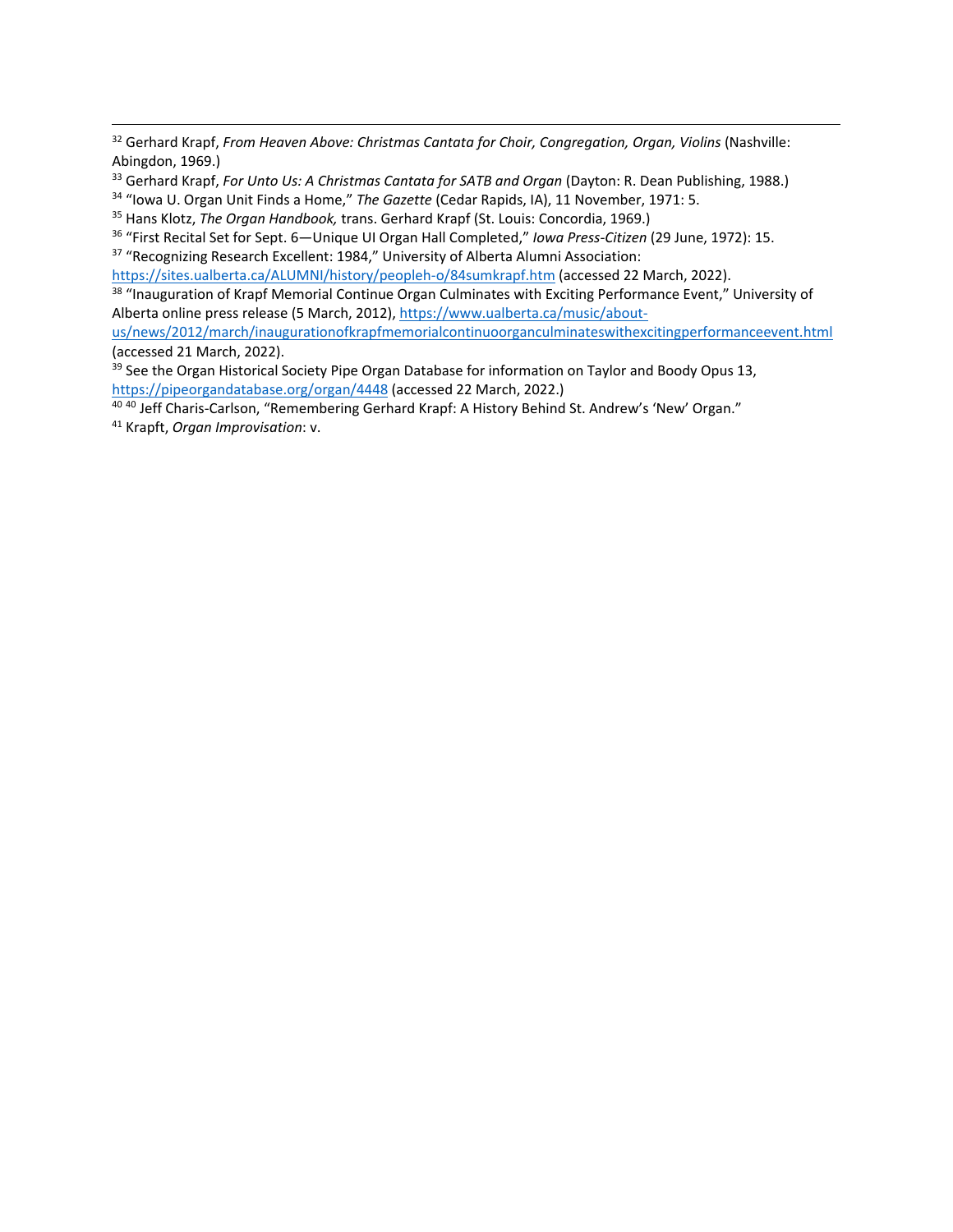[32] Gerhard Krapf, *From Heaven Above: Christmas Cantata for Choir, Congregation, Organ, Violins* (Nashville: Abingdon, 1969.)

[33] Gerhard Krapf, *For Unto Us: A Christmas Cantata for SATB and Organ* (Dayton: R. Dean Publishing, 1988.)

[34] "Iowa U. Organ Unit Finds a Home," *The Gazette* (Cedar Rapids, IA), 11 November, 1971: 5.

[35] Hans Klotz, *The Organ Handbook,* trans. Gerhard Krapf (St. Louis: Concordia, 1969.)

[36] "First Recital Set for Sept. 6—Unique UI Organ Hall Completed," *Iowa Press-Citizen* (29 June, 1972): 15.

[37] "Recognizing Research Excellent: 1984," University of Alberta Alumni Association: https://sites.ualberta.ca/ALUMNI/history/peopleh-o/84sumkrapf.htm (accessed 22 March, 2022).

[38] "Inauguration of Krapf Memorial Continue Organ Culminates with Exciting Performance Event," University of Alberta online press release (5 March, 2012), https://www.ualberta.ca/music/about-us/news/2012/march/inaugurationofkrapfmemorialcontinuoorganculminateswithexcitingperformanceevent.html (accessed 21 March, 2022).

[39] See the Organ Historical Society Pipe Organ Database for information on Taylor and Boody Opus 13, https://pipeorgandatabase.org/organ/4448 (accessed 22 March, 2022.)

[40] [40] Jeff Charis-Carlson, "Remembering Gerhard Krapf: A History Behind St. Andrew's 'New' Organ."

[41] Krapft, *Organ Improvisation*: v.